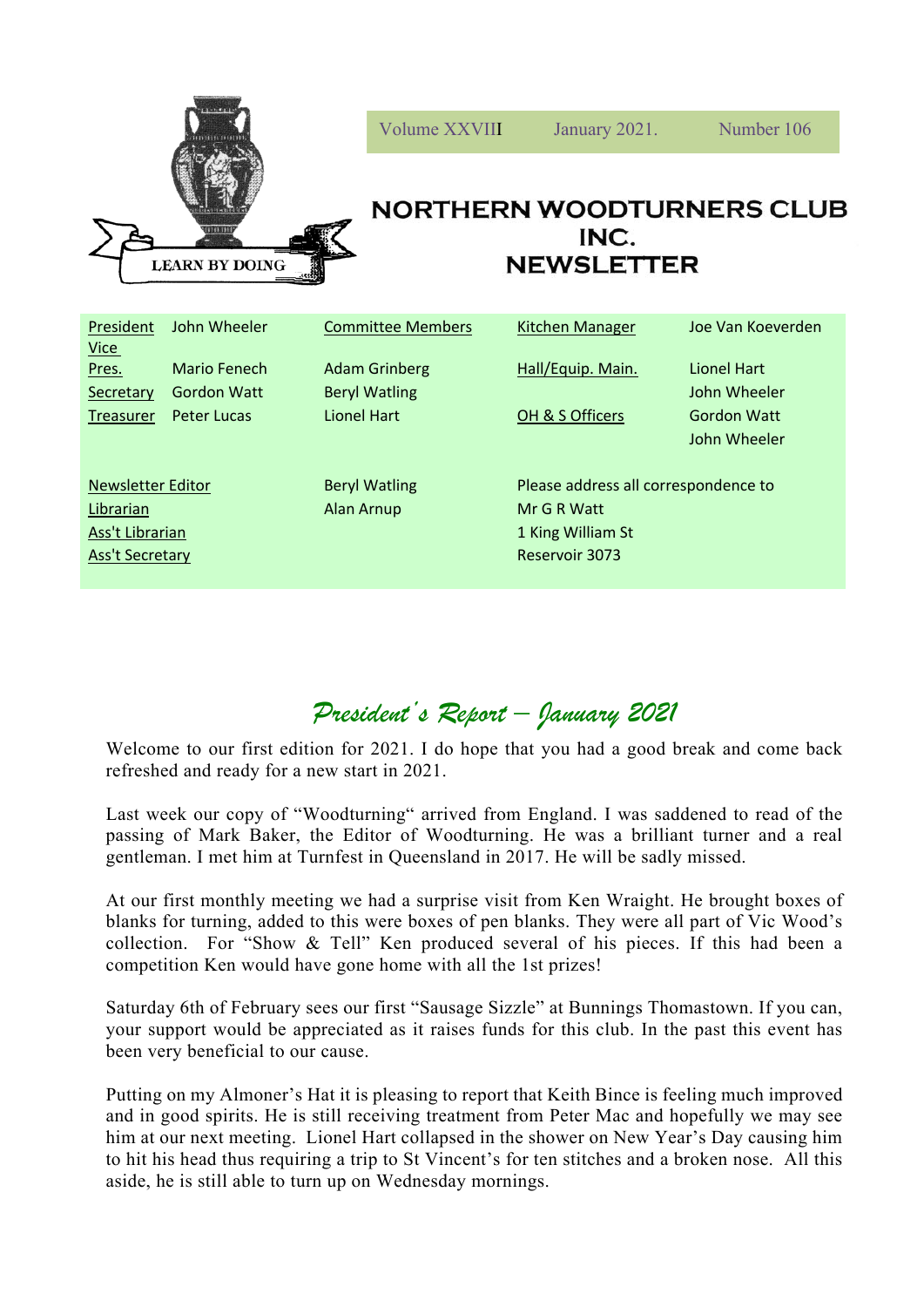LEARN BY DOING

Volume XXVIII January 2021. Number 106

# NORTHERN WOODTURNERS CLUB INC. NEWSLETTER

| | | | | |
|---|---|---|---|---|
| President | John Wheeler | Committee Members | Kitchen Manager | Joe Van Koeverden |
| Vice Pres. | Mario Fenech | Adam Grinberg | Hall/Equip. Main. | Lionel Hart |
| Secretary | Gordon Watt | Beryl Watling | | John Wheeler |
| Treasurer | Peter Lucas | Lionel Hart | OH & S Officers | Gordon Watt |
| | | | | John Wheeler |

| | | |
|---|---|---|
| Newsletter Editor | Beryl Watling | Please address all correspondence to |
| Librarian | Alan Arnup | Mr G R Watt |
| Ass't Librarian | | 1 King William St |
| Ass't Secretary | | Reservoir 3073 |

## *President's Report – January 2021*

Welcome to our first edition for 2021. I do hope that you had a good break and come back refreshed and ready for a new start in 2021.

Last week our copy of "Woodturning" arrived from England. I was saddened to read of the passing of Mark Baker, the Editor of Woodturning. He was a brilliant turner and a real gentleman. I met him at Turnfest in Queensland in 2017. He will be sadly missed.

At our first monthly meeting we had a surprise visit from Ken Wraight. He brought boxes of blanks for turning, added to this were boxes of pen blanks. They were all part of Vic Wood's collection. For "Show & Tell" Ken produced several of his pieces. If this had been a competition Ken would have gone home with all the 1st prizes!

Saturday 6th of February sees our first "Sausage Sizzle" at Bunnings Thomastown. If you can, your support would be appreciated as it raises funds for this club. In the past this event has been very beneficial to our cause.

Putting on my Almoner's Hat it is pleasing to report that Keith Bince is feeling much improved and in good spirits. He is still receiving treatment from Peter Mac and hopefully we may see him at our next meeting. Lionel Hart collapsed in the shower on New Year's Day causing him to hit his head thus requiring a trip to St Vincent's for ten stitches and a broken nose. All this aside, he is still able to turn up on Wednesday mornings.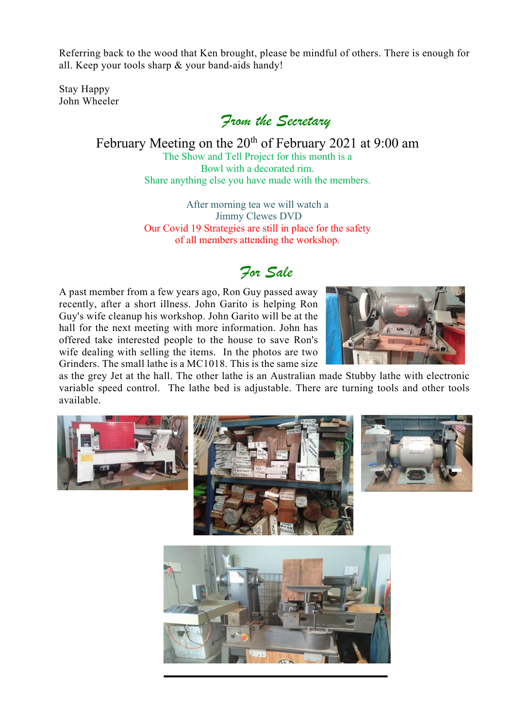Referring back to the wood that Ken brought, please be mindful of others. There is enough for all. Keep your tools sharp & your band-aids handy!

Stay Happy
John Wheeler

## From the Secretary

February Meeting on the 20th of February 2021 at 9:00 am

The Show and Tell Project for this month is a
Bowl with a decorated rim.
Share anything else you have made with the members.

After morning tea we will watch a
Jimmy Clewes DVD

Our Covid 19 Strategies are still in place for the safety
of all members attending the workshop.

## For Sale

A past member from a few years ago, Ron Guy passed away recently, after a short illness. John Garito is helping Ron Guy's wife cleanup his workshop. John Garito will be at the hall for the next meeting with more information. John has offered take interested people to the house to save Ron's wife dealing with selling the items. In the photos are two Grinders. The small lathe is a MC1018. This is the same size as the grey Jet at the hall. The other lathe is an Australian made Stubby lathe with electronic variable speed control. The lathe bed is adjustable. There are turning tools and other tools available.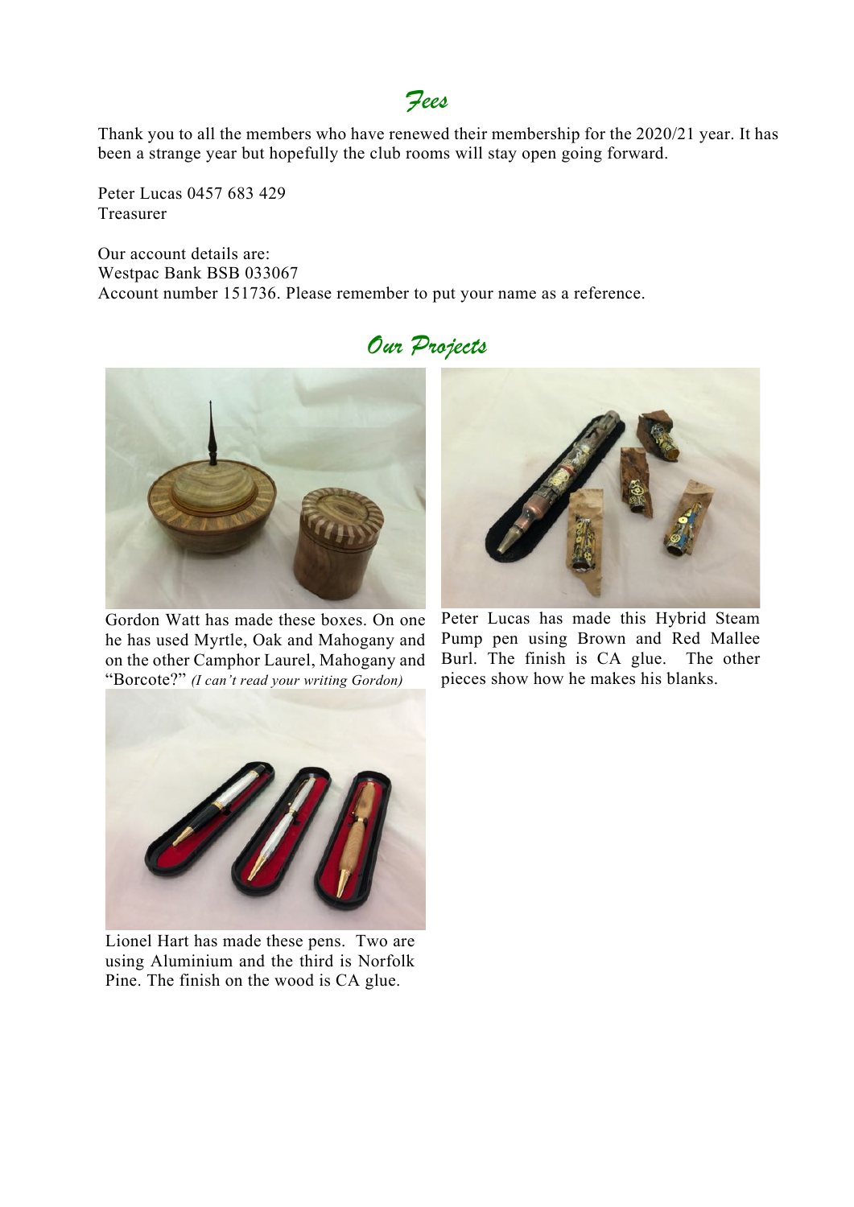## Fees

Thank you to all the members who have renewed their membership for the 2020/21 year. It has been a strange year but hopefully the club rooms will stay open going forward.

Peter Lucas 0457 683 429
Treasurer

Our account details are:
Westpac Bank BSB 033067
Account number 151736. Please remember to put your name as a reference.

## Our Projects

Gordon Watt has made these boxes. On one he has used Myrtle, Oak and Mahogany and on the other Camphor Laurel, Mahogany and "Borcote?" *(I can't read your writing Gordon)*

Peter Lucas has made this Hybrid Steam Pump pen using Brown and Red Mallee Burl. The finish is CA glue. The other pieces show how he makes his blanks.

Lionel Hart has made these pens. Two are using Aluminium and the third is Norfolk Pine. The finish on the wood is CA glue.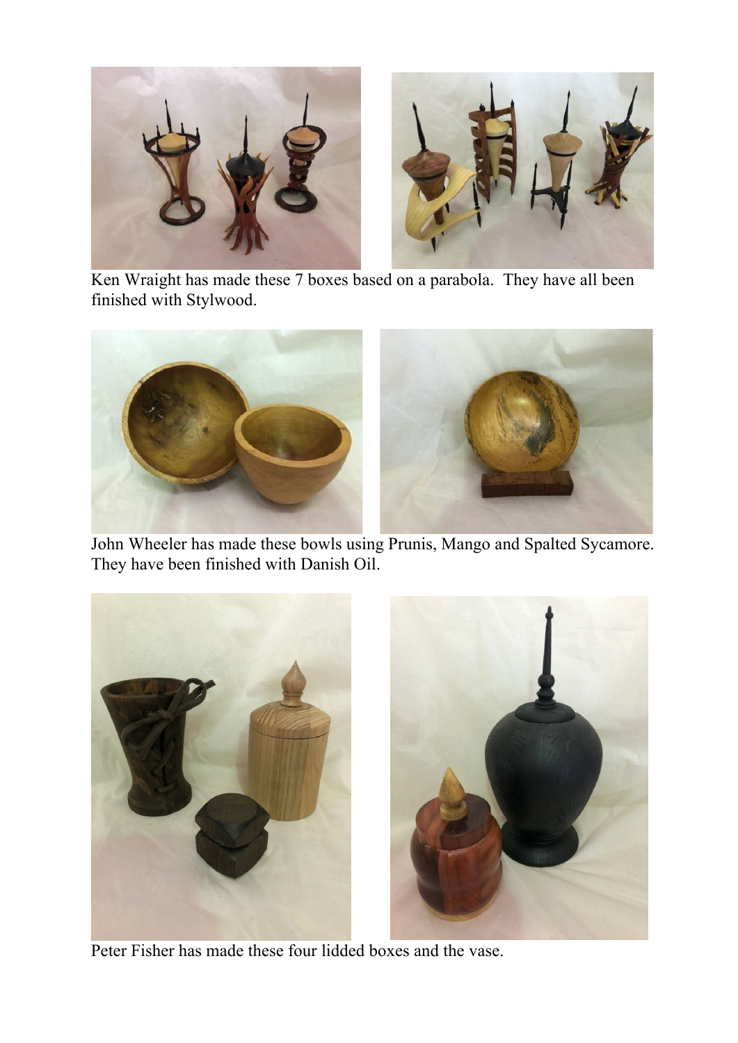Ken Wraight has made these 7 boxes based on a parabola. They have all been finished with Stylwood.

John Wheeler has made these bowls using Prunis, Mango and Spalted Sycamore. They have been finished with Danish Oil.

Peter Fisher has made these four lidded boxes and the vase.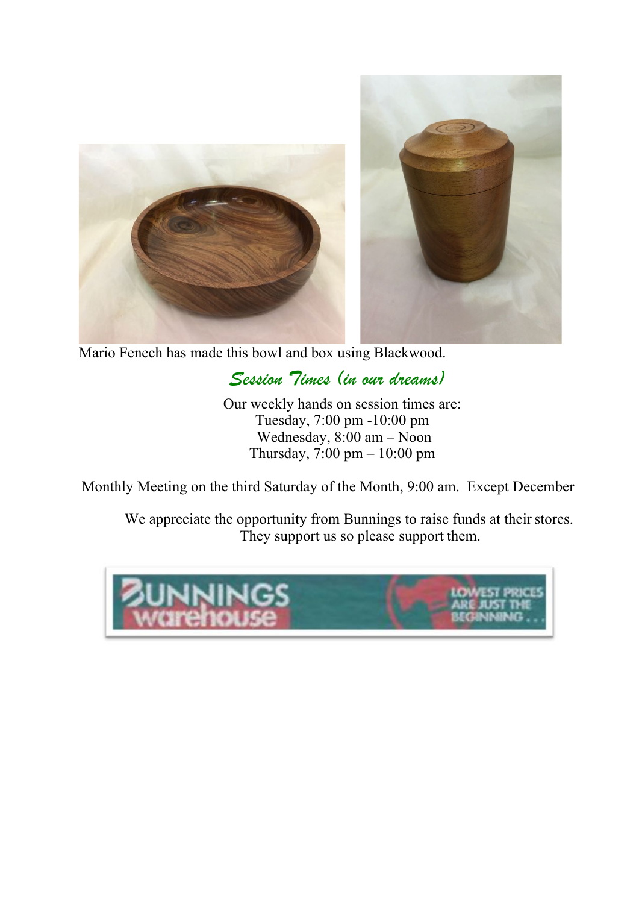Mario Fenech has made this bowl and box using Blackwood.

## *Session Times (in our dreams)*

Our weekly hands on session times are:
Tuesday, 7:00 pm -10:00 pm
Wednesday, 8:00 am – Noon
Thursday, 7:00 pm – 10:00 pm

Monthly Meeting on the third Saturday of the Month, 9:00 am. Except December

We appreciate the opportunity from Bunnings to raise funds at their stores.
They support us so please support them.